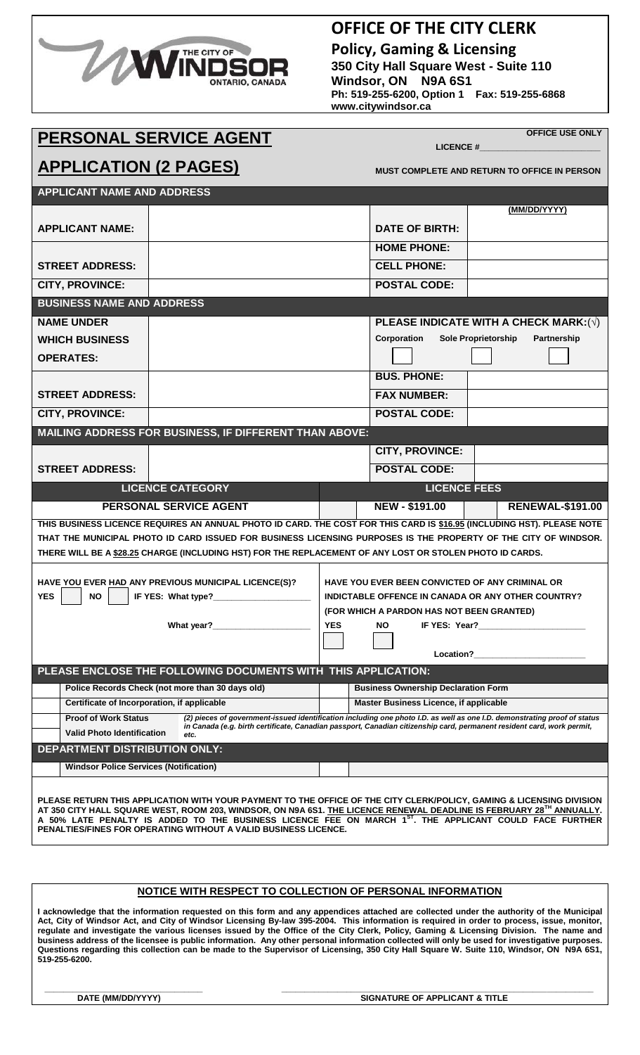# OFFICE OF THE CITY CLERK

**Policy, Gaming & Licensing**
**350 City Hall Square West - Suite 110**
**Windsor, ON N9A 6S1**
**Ph: 519-255-6200, Option 1 Fax: 519-255-6868**
**www.citywindsor.ca**

## PERSONAL SERVICE AGENT APPLICATION (2 PAGES)

**OFFICE USE ONLY**
**LICENCE #**\_\_\_\_\_\_\_\_\_\_\_\_\_\_\_\_\_\_\_\_\_\_\_\_

**MUST COMPLETE AND RETURN TO OFFICE IN PERSON**

### APPLICANT NAME AND ADDRESS

| | | | |
|---|---|---|---|
| **APPLICANT NAME:** | | **DATE OF BIRTH:** | **(MM/DD/YYYY)** |
| | | **HOME PHONE:** | |
| **STREET ADDRESS:** | | **CELL PHONE:** | |
| **CITY, PROVINCE:** | | **POSTAL CODE:** | |

### BUSINESS NAME AND ADDRESS

| | | | |
|---|---|---|---|
| **NAME UNDER WHICH BUSINESS OPERATES:** | | **PLEASE INDICATE WITH A CHECK MARK:(√)** Corporation ☐ Sole Proprietorship ☐ Partnership ☐ | |
| **STREET ADDRESS:** | | **BUS. PHONE:** | |
| | | **FAX NUMBER:** | |
| **CITY, PROVINCE:** | | **POSTAL CODE:** | |

### MAILING ADDRESS FOR BUSINESS, IF DIFFERENT THAN ABOVE:

| | | | |
|---|---|---|---|
| **STREET ADDRESS:** | | **CITY, PROVINCE:** | |
| | | **POSTAL CODE:** | |

| LICENCE CATEGORY | | LICENCE FEES | | |
|---|---|---|---|---|
| **PERSONAL SERVICE AGENT** | ☐ | **NEW - $191.00** | ☐ | **RENEWAL-$191.00** |

**THIS BUSINESS LICENCE REQUIRES AN ANNUAL PHOTO ID CARD. THE COST FOR THIS CARD IS $16.95 (INCLUDING HST). PLEASE NOTE THAT THE MUNICIPAL PHOTO ID CARD ISSUED FOR BUSINESS LICENSING PURPOSES IS THE PROPERTY OF THE CITY OF WINDSOR. THERE WILL BE A $28.25 CHARGE (INCLUDING HST) FOR THE REPLACEMENT OF ANY LOST OR STOLEN PHOTO ID CARDS.**

**HAVE YOU EVER HAD ANY PREVIOUS MUNICIPAL LICENCE(S)?**
**YES** ☐ **NO** ☐ **IF YES: What type?**\_\_\_\_\_\_\_\_\_\_\_\_\_\_\_\_\_\_
**What year?**\_\_\_\_\_\_\_\_\_\_\_\_\_\_\_\_\_\_

**HAVE YOU EVER BEEN CONVICTED OF ANY CRIMINAL OR INDICTABLE OFFENCE IN CANADA OR ANY OTHER COUNTRY? (FOR WHICH A PARDON HAS NOT BEEN GRANTED)**
**YES** ☐ **NO** ☐ **IF YES: Year?**\_\_\_\_\_\_\_\_\_\_\_\_\_\_\_\_\_\_
**Location?**\_\_\_\_\_\_\_\_\_\_\_\_\_\_\_\_\_\_

### PLEASE ENCLOSE THE FOLLOWING DOCUMENTS WITH THIS APPLICATION:

| | | | |
|---|---|---|---|
| ☐ | **Police Records Check (not more than 30 days old)** | ☐ | **Business Ownership Declaration Form** |
| ☐ | **Certificate of Incorporation, if applicable** | ☐ | **Master Business Licence, if applicable** |
| ☐ | **Proof of Work Status** | | *(2) pieces of government-issued identification including one photo I.D. as well as one I.D. demonstrating proof of status in Canada (e.g. birth certificate, Canadian passport, Canadian citizenship card, permanent resident card, work permit, etc.* |
| ☐ | **Valid Photo Identification** | | |

### DEPARTMENT DISTRIBUTION ONLY:

| | | | |
|---|---|---|---|
| ☐ | **Windsor Police Services (Notification)** | ☐ | |

**PLEASE RETURN THIS APPLICATION WITH YOUR PAYMENT TO THE OFFICE OF THE CITY CLERK/POLICY, GAMING & LICENSING DIVISION AT 350 CITY HALL SQUARE WEST, ROOM 203, WINDSOR, ON N9A 6S1. THE LICENCE RENEWAL DEADLINE IS FEBRUARY 28TH ANNUALLY. A 50% LATE PENALTY IS ADDED TO THE BUSINESS LICENCE FEE ON MARCH 1ST. THE APPLICANT COULD FACE FURTHER PENALTIES/FINES FOR OPERATING WITHOUT A VALID BUSINESS LICENCE.**

### NOTICE WITH RESPECT TO COLLECTION OF PERSONAL INFORMATION

**I acknowledge that the information requested on this form and any appendices attached are collected under the authority of the Municipal Act, City of Windsor Act, and City of Windsor Licensing By-law 395-2004. This information is required in order to process, issue, monitor, regulate and investigate the various licenses issued by the Office of the City Clerk, Policy, Gaming & Licensing Division. The name and business address of the licensee is public information. Any other personal information collected will only be used for investigative purposes. Questions regarding this collection can be made to the Supervisor of Licensing, 350 City Hall Square W. Suite 110, Windsor, ON N9A 6S1, 519-255-6200.**

\_\_\_\_\_\_\_\_\_\_\_\_\_\_\_\_\_\_\_\_\_\_\_\_ \_\_\_\_\_\_\_\_\_\_\_\_\_\_\_\_\_\_\_\_\_\_\_\_\_\_\_\_\_\_\_\_\_\_\_\_
**DATE (MM/DD/YYYY)** **SIGNATURE OF APPLICANT & TITLE**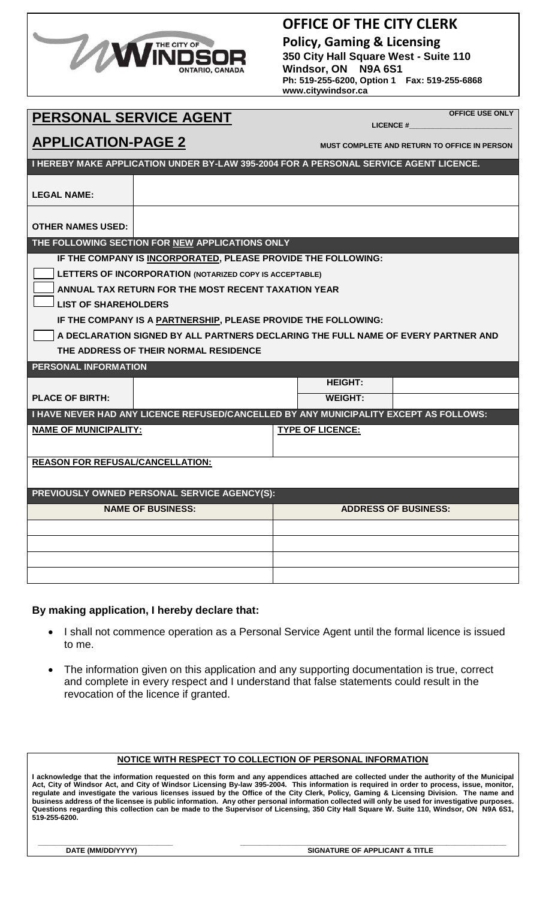# OFFICE OF THE CITY CLERK

**Policy, Gaming & Licensing**
**350 City Hall Square West - Suite 110**
**Windsor, ON N9A 6S1**
**Ph: 519-255-6200, Option 1 Fax: 519-255-6868**
**www.citywindsor.ca**

## PERSONAL SERVICE AGENT

## APPLICATION-PAGE 2

**OFFICE USE ONLY**

**LICENCE #\_\_\_\_\_\_\_\_\_\_\_\_\_\_\_\_\_\_\_\_\_\_\_\_**

**MUST COMPLETE AND RETURN TO OFFICE IN PERSON**

**I HEREBY MAKE APPLICATION UNDER BY-LAW 395-2004 FOR A PERSONAL SERVICE AGENT LICENCE.**

| | |
|---|---|
| **LEGAL NAME:** | |
| **OTHER NAMES USED:** | |

**THE FOLLOWING SECTION FOR NEW APPLICATIONS ONLY**

**IF THE COMPANY IS INCORPORATED, PLEASE PROVIDE THE FOLLOWING:**

- ☐ **LETTERS OF INCORPORATION (NOTARIZED COPY IS ACCEPTABLE)**
- ☐ **ANNUAL TAX RETURN FOR THE MOST RECENT TAXATION YEAR**
- ☐ **LIST OF SHAREHOLDERS**

**IF THE COMPANY IS A PARTNERSHIP, PLEASE PROVIDE THE FOLLOWING:**

- ☐ **A DECLARATION SIGNED BY ALL PARTNERS DECLARING THE FULL NAME OF EVERY PARTNER AND THE ADDRESS OF THEIR NORMAL RESIDENCE**

**PERSONAL INFORMATION**

| | | | |
|---|---|---|---|
| | | **HEIGHT:** | |
| **PLACE OF BIRTH:** | | **WEIGHT:** | |

**I HAVE NEVER HAD ANY LICENCE REFUSED/CANCELLED BY ANY MUNICIPALITY EXCEPT AS FOLLOWS:**

| | |
|---|---|
| **NAME OF MUNICIPALITY:** | **TYPE OF LICENCE:** |
| **REASON FOR REFUSAL/CANCELLATION:** | |

**PREVIOUSLY OWNED PERSONAL SERVICE AGENCY(S):**

| **NAME OF BUSINESS:** | **ADDRESS OF BUSINESS:** |
|---|---|
| | |
| | |
| | |
| | |

### By making application, I hereby declare that:

- I shall not commence operation as a Personal Service Agent until the formal licence is issued to me.
- The information given on this application and any supporting documentation is true, correct and complete in every respect and I understand that false statements could result in the revocation of the licence if granted.

**NOTICE WITH RESPECT TO COLLECTION OF PERSONAL INFORMATION**

**I acknowledge that the information requested on this form and any appendices attached are collected under the authority of the Municipal Act, City of Windsor Act, and City of Windsor Licensing By-law 395-2004. This information is required in order to process, issue, monitor, regulate and investigate the various licenses issued by the Office of the City Clerk, Policy, Gaming & Licensing Division. The name and business address of the licensee is public information. Any other personal information collected will only be used for investigative purposes. Questions regarding this collection can be made to the Supervisor of Licensing, 350 City Hall Square W. Suite 110, Windsor, ON N9A 6S1, 519-255-6200.**

\_\_\_\_\_\_\_\_\_\_\_\_\_\_\_\_\_\_\_\_\_\_\_\_\_\_\_\_
**DATE (MM/DD/YYYY)**

\_\_\_\_\_\_\_\_\_\_\_\_\_\_\_\_\_\_\_\_\_\_\_\_\_\_\_\_\_\_\_\_\_\_\_\_\_\_\_\_\_\_\_\_
**SIGNATURE OF APPLICANT & TITLE**